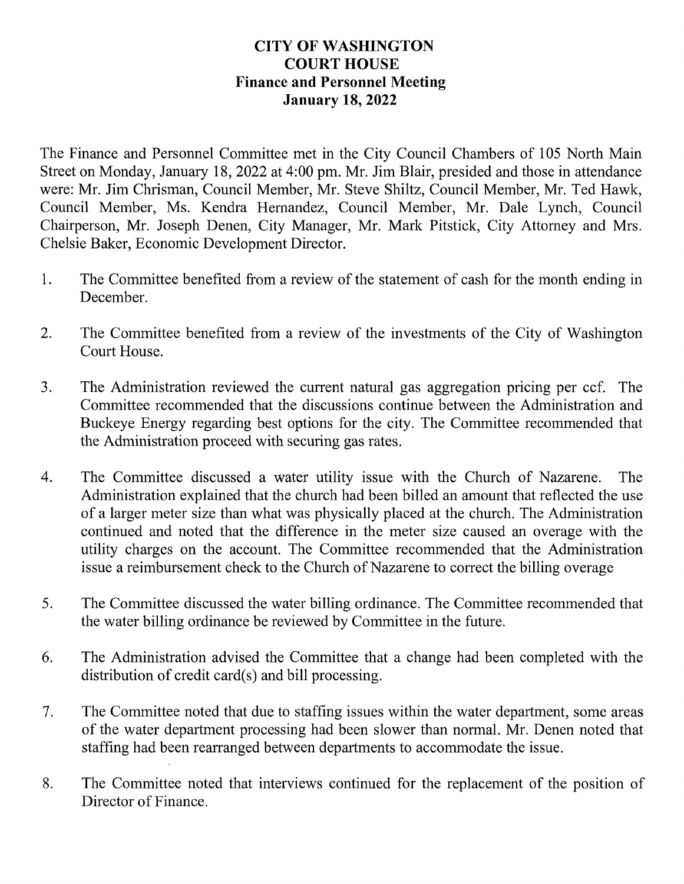# CITY OF WASHINGTON
# COURT HOUSE
## Finance and Personnel Meeting
## January 18, 2022

The Finance and Personnel Committee met in the City Council Chambers of 105 North Main Street on Monday, January 18, 2022 at 4:00 pm. Mr. Jim Blair, presided and those in attendance were: Mr. Jim Chrisman, Council Member, Mr. Steve Shiltz, Council Member, Mr. Ted Hawk, Council Member, Ms. Kendra Hernandez, Council Member, Mr. Dale Lynch, Council Chairperson, Mr. Joseph Denen, City Manager, Mr. Mark Pitstick, City Attorney and Mrs. Chelsie Baker, Economic Development Director.

1. The Committee benefited from a review of the statement of cash for the month ending in December.

2. The Committee benefited from a review of the investments of the City of Washington Court House.

3. The Administration reviewed the current natural gas aggregation pricing per ccf. The Committee recommended that the discussions continue between the Administration and Buckeye Energy regarding best options for the city. The Committee recommended that the Administration proceed with securing gas rates.

4. The Committee discussed a water utility issue with the Church of Nazarene. The Administration explained that the church had been billed an amount that reflected the use of a larger meter size than what was physically placed at the church. The Administration continued and noted that the difference in the meter size caused an overage with the utility charges on the account. The Committee recommended that the Administration issue a reimbursement check to the Church of Nazarene to correct the billing overage

5. The Committee discussed the water billing ordinance. The Committee recommended that the water billing ordinance be reviewed by Committee in the future.

6. The Administration advised the Committee that a change had been completed with the distribution of credit card(s) and bill processing.

7. The Committee noted that due to staffing issues within the water department, some areas of the water department processing had been slower than normal. Mr. Denen noted that staffing had been rearranged between departments to accommodate the issue.

8. The Committee noted that interviews continued for the replacement of the position of Director of Finance.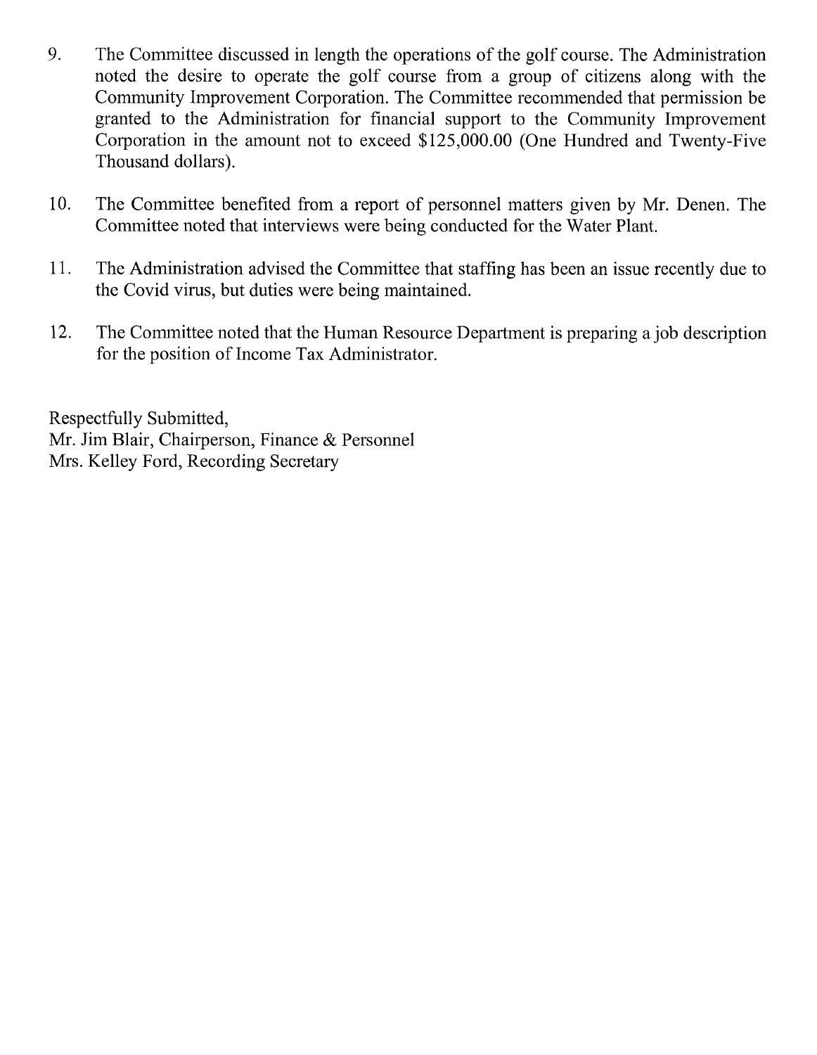9. The Committee discussed in length the operations of the golf course. The Administration noted the desire to operate the golf course from a group of citizens along with the Community Improvement Corporation. The Committee recommended that permission be granted to the Administration for financial support to the Community Improvement Corporation in the amount not to exceed $125,000.00 (One Hundred and Twenty-Five Thousand dollars).

10. The Committee benefited from a report of personnel matters given by Mr. Denen. The Committee noted that interviews were being conducted for the Water Plant.

11. The Administration advised the Committee that staffing has been an issue recently due to the Covid virus, but duties were being maintained.

12. The Committee noted that the Human Resource Department is preparing a job description for the position of Income Tax Administrator.

Respectfully Submitted,
Mr. Jim Blair, Chairperson, Finance & Personnel
Mrs. Kelley Ford, Recording Secretary